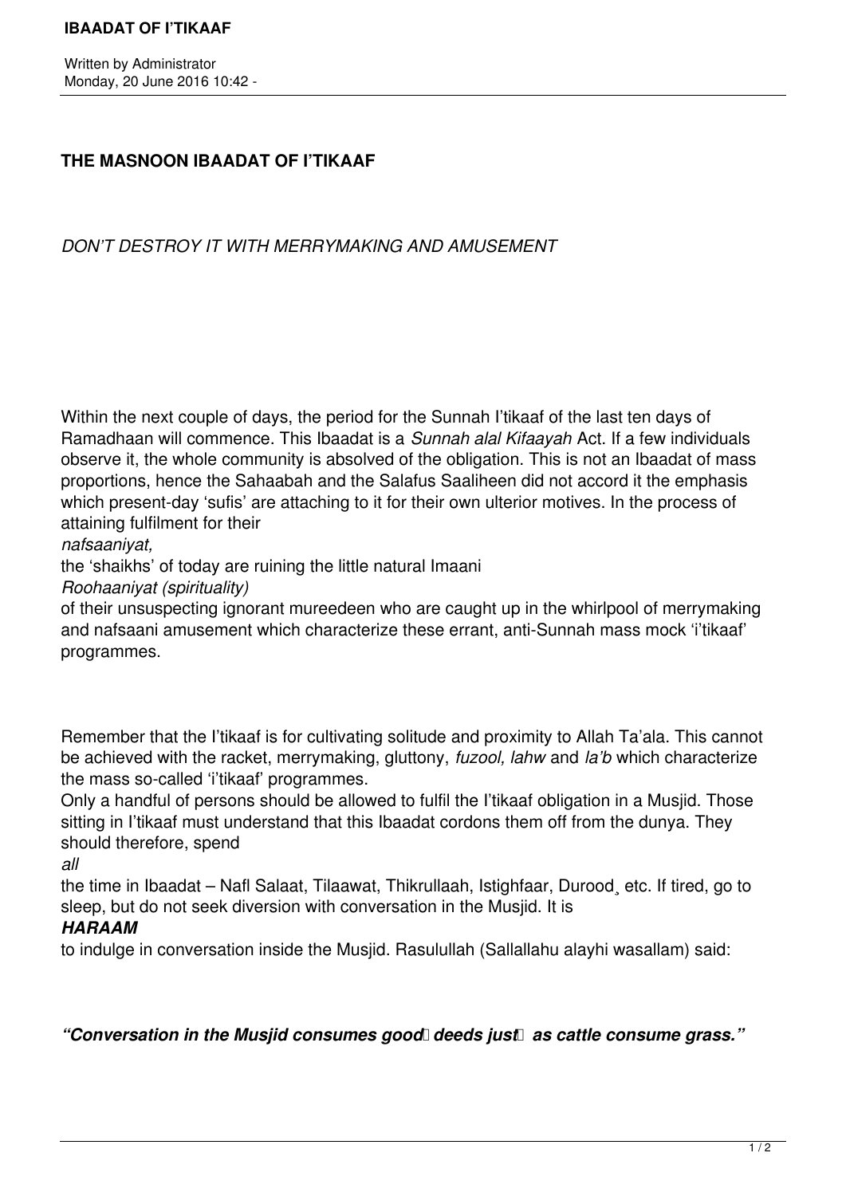## THE MASNOON IBAADAT OF I'TIKAAF

*DON'T DESTROY IT WITH MERRYMAKING AND AMUSEMENT*

Within the next couple of days, the period for the Sunnah I'tikaaf of the last ten days of Ramadhaan will commence. This Ibaadat is a *Sunnah alal Kifaayah* Act. If a few individuals observe it, the whole community is absolved of the obligation. This is not an Ibaadat of mass proportions, hence the Sahaabah and the Salafus Saaliheen did not accord it the emphasis which present-day 'sufis' are attaching to it for their own ulterior motives. In the process of attaining fulfilment for their *nafsaaniyat,* the 'shaikhs' of today are ruining the little natural Imaani *Roohaaniyat (spirituality)* of their unsuspecting ignorant mureedeen who are caught up in the whirlpool of merrymaking and nafsaani amusement which characterize these errant, anti-Sunnah mass mock 'i'tikaaf' programmes.

Remember that the I'tikaaf is for cultivating solitude and proximity to Allah Ta'ala. This cannot be achieved with the racket, merrymaking, gluttony, *fuzool, lahw* and *la'b* which characterize the mass so-called 'i'tikaaf' programmes.

Only a handful of persons should be allowed to fulfil the I'tikaaf obligation in a Musjid. Those sitting in I'tikaaf must understand that this Ibaadat cordons them off from the dunya. They should therefore, spend *all* the time in Ibaadat – Nafl Salaat, Tilaawat, Thikrullaah, Istighfaar, Durood, etc. If tired, go to sleep, but do not seek diversion with conversation in the Musjid. It is ***HARAAM*** to indulge in conversation inside the Musjid. Rasulullah (Sallallahu alayhi wasallam) said:

***"Conversation in the Musjid consumes good deeds just as cattle consume grass."***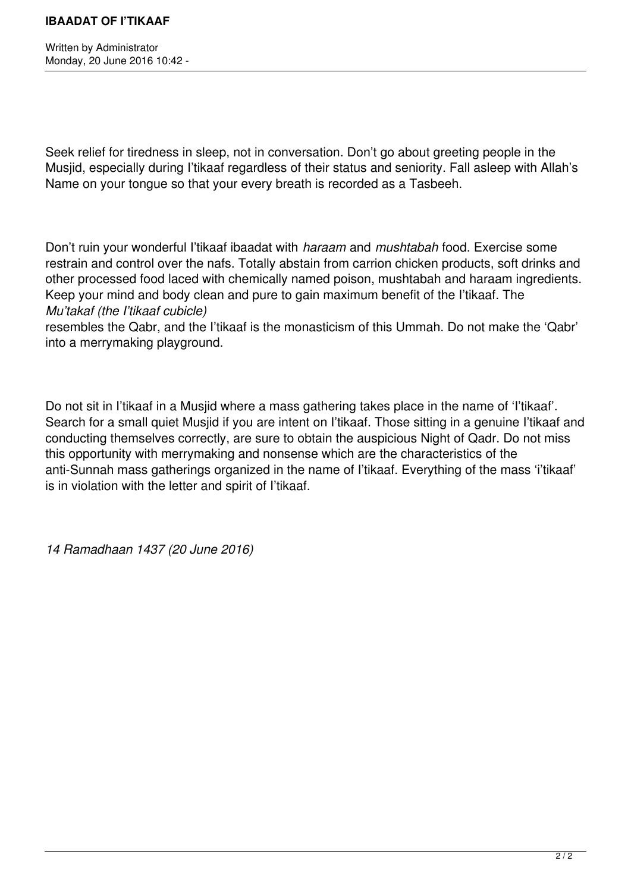Seek relief for tiredness in sleep, not in conversation. Don't go about greeting people in the Musjid, especially during I'tikaaf regardless of their status and seniority. Fall asleep with Allah's Name on your tongue so that your every breath is recorded as a Tasbeeh.

Don't ruin your wonderful I'tikaaf ibaadat with *haraam* and *mushtabah* food. Exercise some restrain and control over the nafs. Totally abstain from carrion chicken products, soft drinks and other processed food laced with chemically named poison, mushtabah and haraam ingredients. Keep your mind and body clean and pure to gain maximum benefit of the I'tikaaf. The *Mu'takaf (the I'tikaaf cubicle)* resembles the Qabr, and the I'tikaaf is the monasticism of this Ummah. Do not make the 'Qabr' into a merrymaking playground.

Do not sit in I'tikaaf in a Musjid where a mass gathering takes place in the name of 'I'tikaaf'. Search for a small quiet Musjid if you are intent on I'tikaaf. Those sitting in a genuine I'tikaaf and conducting themselves correctly, are sure to obtain the auspicious Night of Qadr. Do not miss this opportunity with merrymaking and nonsense which are the characteristics of the anti-Sunnah mass gatherings organized in the name of I'tikaaf. Everything of the mass 'i'tikaaf' is in violation with the letter and spirit of I'tikaaf.

*14 Ramadhaan 1437 (20 June 2016)*